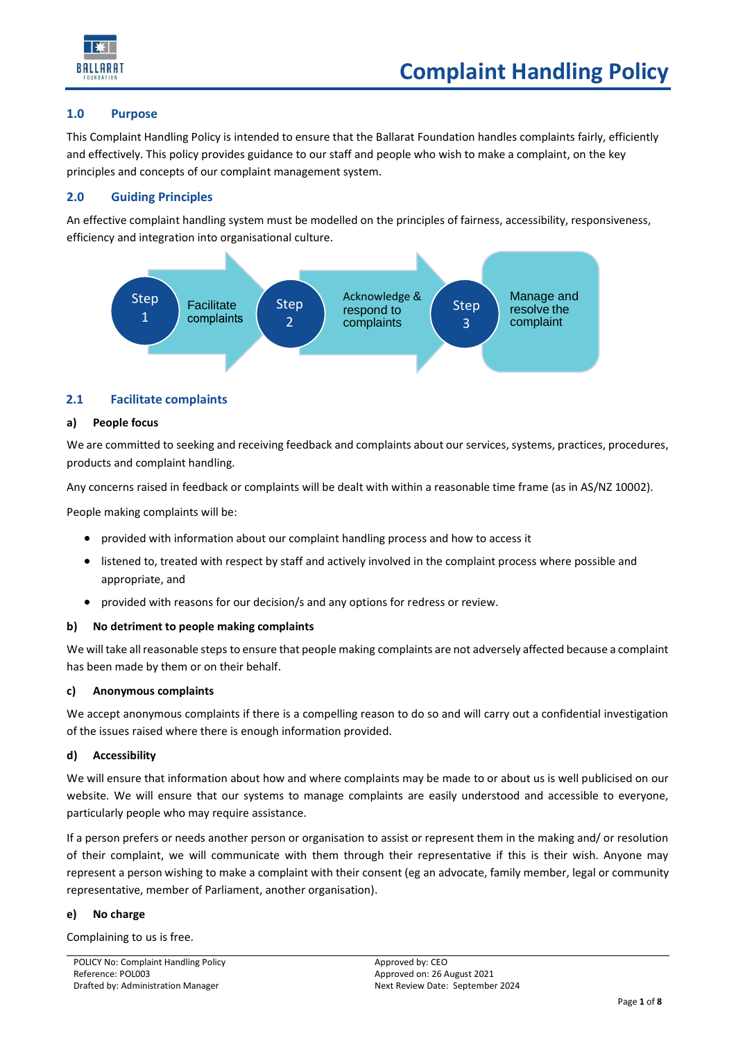# Complaint Handling Policy

## 1.0 Purpose

This Complaint Handling Policy is intended to ensure that the Ballarat Foundation handles complaints fairly, efficiently and effectively. This policy provides guidance to our staff and people who wish to make a complaint, on the key principles and concepts of our complaint management system.

## 2.0 Guiding Principles

An effective complaint handling system must be modelled on the principles of fairness, accessibility, responsiveness, efficiency and integration into organisational culture.

Step 1 — Facilitate complaints → Step 2 — Acknowledge & respond to complaints → Step 3 — Manage and resolve the complaint

### 2.1 Facilitate complaints

#### a) People focus

We are committed to seeking and receiving feedback and complaints about our services, systems, practices, procedures, products and complaint handling.

Any concerns raised in feedback or complaints will be dealt with within a reasonable time frame (as in AS/NZ 10002).

People making complaints will be:

- provided with information about our complaint handling process and how to access it
- listened to, treated with respect by staff and actively involved in the complaint process where possible and appropriate, and
- provided with reasons for our decision/s and any options for redress or review.

#### b) No detriment to people making complaints

We will take all reasonable steps to ensure that people making complaints are not adversely affected because a complaint has been made by them or on their behalf.

#### c) Anonymous complaints

We accept anonymous complaints if there is a compelling reason to do so and will carry out a confidential investigation of the issues raised where there is enough information provided.

#### d) Accessibility

We will ensure that information about how and where complaints may be made to or about us is well publicised on our website. We will ensure that our systems to manage complaints are easily understood and accessible to everyone, particularly people who may require assistance.

If a person prefers or needs another person or organisation to assist or represent them in the making and/ or resolution of their complaint, we will communicate with them through their representative if this is their wish. Anyone may represent a person wishing to make a complaint with their consent (eg an advocate, family member, legal or community representative, member of Parliament, another organisation).

#### e) No charge

Complaining to us is free.

POLICY No: Complaint Handling Policy
Reference: POL003
Drafted by: Administration Manager

Approved by: CEO
Approved on: 26 August 2021
Next Review Date: September 2024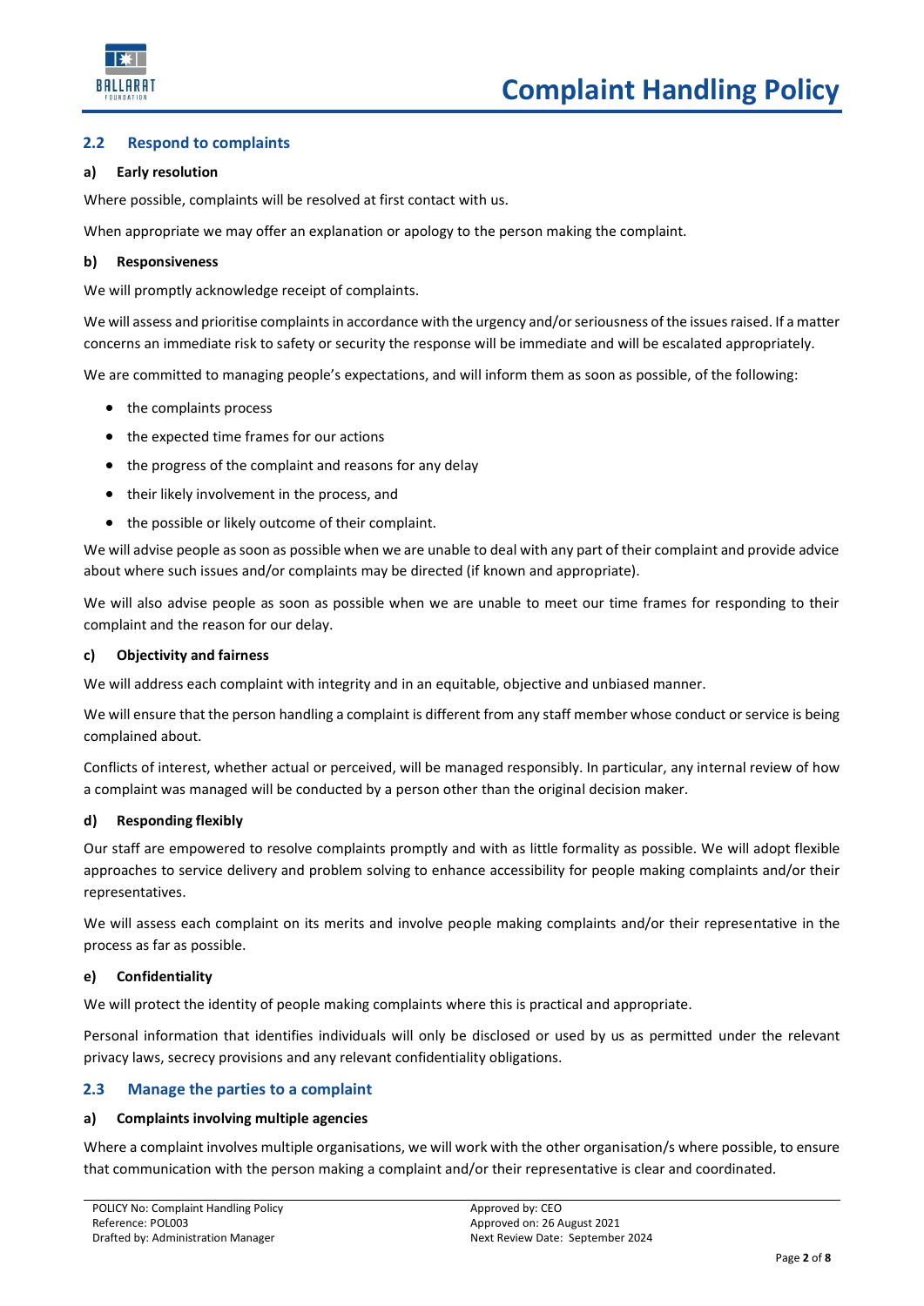## 2.2 Respond to complaints

### a) Early resolution

Where possible, complaints will be resolved at first contact with us.

When appropriate we may offer an explanation or apology to the person making the complaint.

### b) Responsiveness

We will promptly acknowledge receipt of complaints.

We will assess and prioritise complaints in accordance with the urgency and/or seriousness of the issues raised. If a matter concerns an immediate risk to safety or security the response will be immediate and will be escalated appropriately.

We are committed to managing people's expectations, and will inform them as soon as possible, of the following:

- the complaints process
- the expected time frames for our actions
- the progress of the complaint and reasons for any delay
- their likely involvement in the process, and
- the possible or likely outcome of their complaint.

We will advise people as soon as possible when we are unable to deal with any part of their complaint and provide advice about where such issues and/or complaints may be directed (if known and appropriate).

We will also advise people as soon as possible when we are unable to meet our time frames for responding to their complaint and the reason for our delay.

### c) Objectivity and fairness

We will address each complaint with integrity and in an equitable, objective and unbiased manner.

We will ensure that the person handling a complaint is different from any staff member whose conduct or service is being complained about.

Conflicts of interest, whether actual or perceived, will be managed responsibly. In particular, any internal review of how a complaint was managed will be conducted by a person other than the original decision maker.

### d) Responding flexibly

Our staff are empowered to resolve complaints promptly and with as little formality as possible. We will adopt flexible approaches to service delivery and problem solving to enhance accessibility for people making complaints and/or their representatives.

We will assess each complaint on its merits and involve people making complaints and/or their representative in the process as far as possible.

### e) Confidentiality

We will protect the identity of people making complaints where this is practical and appropriate.

Personal information that identifies individuals will only be disclosed or used by us as permitted under the relevant privacy laws, secrecy provisions and any relevant confidentiality obligations.

## 2.3 Manage the parties to a complaint

### a) Complaints involving multiple agencies

Where a complaint involves multiple organisations, we will work with the other organisation/s where possible, to ensure that communication with the person making a complaint and/or their representative is clear and coordinated.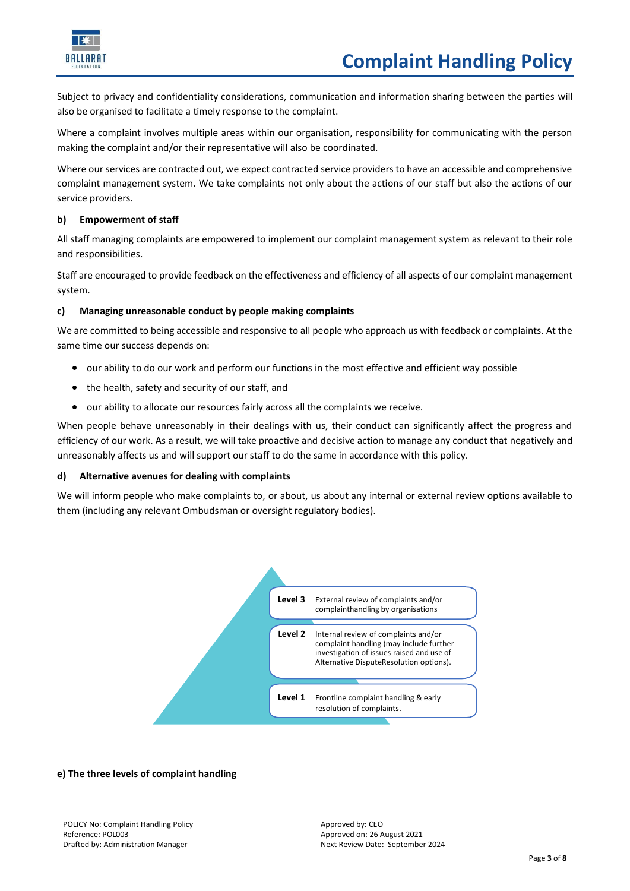Subject to privacy and confidentiality considerations, communication and information sharing between the parties will also be organised to facilitate a timely response to the complaint.

Where a complaint involves multiple areas within our organisation, responsibility for communicating with the person making the complaint and/or their representative will also be coordinated.

Where our services are contracted out, we expect contracted service providers to have an accessible and comprehensive complaint management system. We take complaints not only about the actions of our staff but also the actions of our service providers.

#### b) Empowerment of staff

All staff managing complaints are empowered to implement our complaint management system as relevant to their role and responsibilities.

Staff are encouraged to provide feedback on the effectiveness and efficiency of all aspects of our complaint management system.

#### c) Managing unreasonable conduct by people making complaints

We are committed to being accessible and responsive to all people who approach us with feedback or complaints. At the same time our success depends on:

- our ability to do our work and perform our functions in the most effective and efficient way possible
- the health, safety and security of our staff, and
- our ability to allocate our resources fairly across all the complaints we receive.

When people behave unreasonably in their dealings with us, their conduct can significantly affect the progress and efficiency of our work. As a result, we will take proactive and decisive action to manage any conduct that negatively and unreasonably affects us and will support our staff to do the same in accordance with this policy.

#### d) Alternative avenues for dealing with complaints

We will inform people who make complaints to, or about, us about any internal or external review options available to them (including any relevant Ombudsman or oversight regulatory bodies).

**Level 3** External review of complaints and/or complainthandling by organisations

**Level 2** Internal review of complaints and/or complaint handling (may include further investigation of issues raised and use of Alternative DisputeResolution options).

**Level 1** Frontline complaint handling & early resolution of complaints.

#### e) The three levels of complaint handling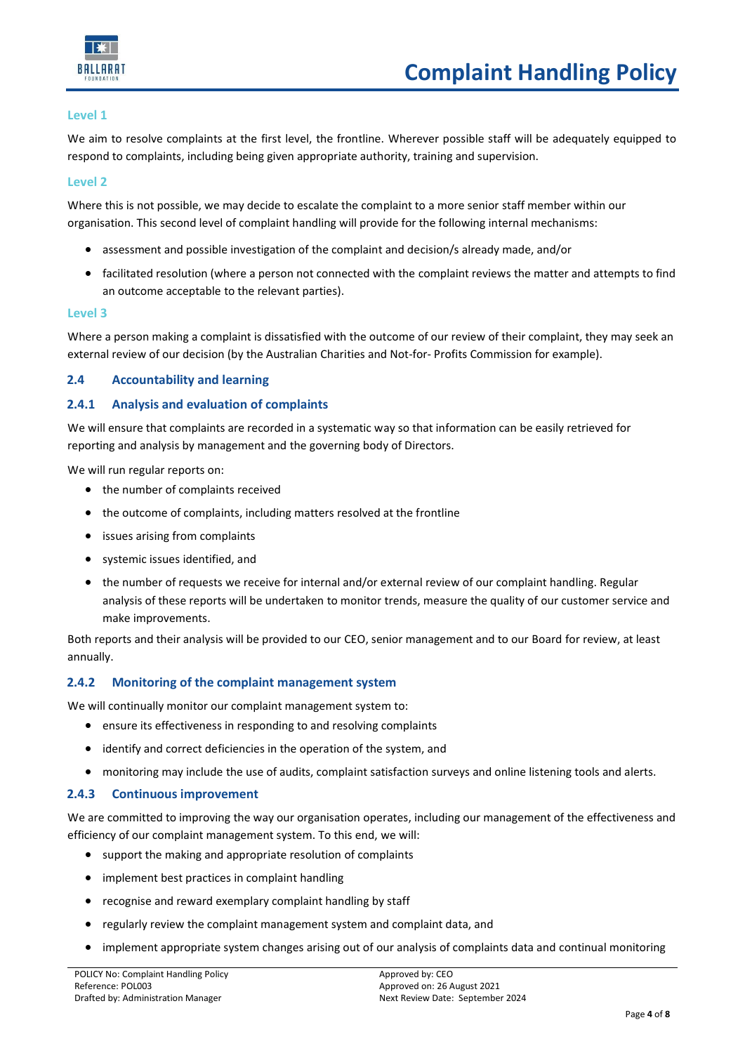### Level 1

We aim to resolve complaints at the first level, the frontline. Wherever possible staff will be adequately equipped to respond to complaints, including being given appropriate authority, training and supervision.

### Level 2

Where this is not possible, we may decide to escalate the complaint to a more senior staff member within our organisation. This second level of complaint handling will provide for the following internal mechanisms:

- assessment and possible investigation of the complaint and decision/s already made, and/or
- facilitated resolution (where a person not connected with the complaint reviews the matter and attempts to find an outcome acceptable to the relevant parties).

### Level 3

Where a person making a complaint is dissatisfied with the outcome of our review of their complaint, they may seek an external review of our decision (by the Australian Charities and Not-for- Profits Commission for example).

## 2.4 Accountability and learning

### 2.4.1 Analysis and evaluation of complaints

We will ensure that complaints are recorded in a systematic way so that information can be easily retrieved for reporting and analysis by management and the governing body of Directors.

We will run regular reports on:

- the number of complaints received
- the outcome of complaints, including matters resolved at the frontline
- issues arising from complaints
- systemic issues identified, and
- the number of requests we receive for internal and/or external review of our complaint handling. Regular analysis of these reports will be undertaken to monitor trends, measure the quality of our customer service and make improvements.

Both reports and their analysis will be provided to our CEO, senior management and to our Board for review, at least annually.

### 2.4.2 Monitoring of the complaint management system

We will continually monitor our complaint management system to:

- ensure its effectiveness in responding to and resolving complaints
- identify and correct deficiencies in the operation of the system, and
- monitoring may include the use of audits, complaint satisfaction surveys and online listening tools and alerts.

### 2.4.3 Continuous improvement

We are committed to improving the way our organisation operates, including our management of the effectiveness and efficiency of our complaint management system. To this end, we will:

- support the making and appropriate resolution of complaints
- implement best practices in complaint handling
- recognise and reward exemplary complaint handling by staff
- regularly review the complaint management system and complaint data, and
- implement appropriate system changes arising out of our analysis of complaints data and continual monitoring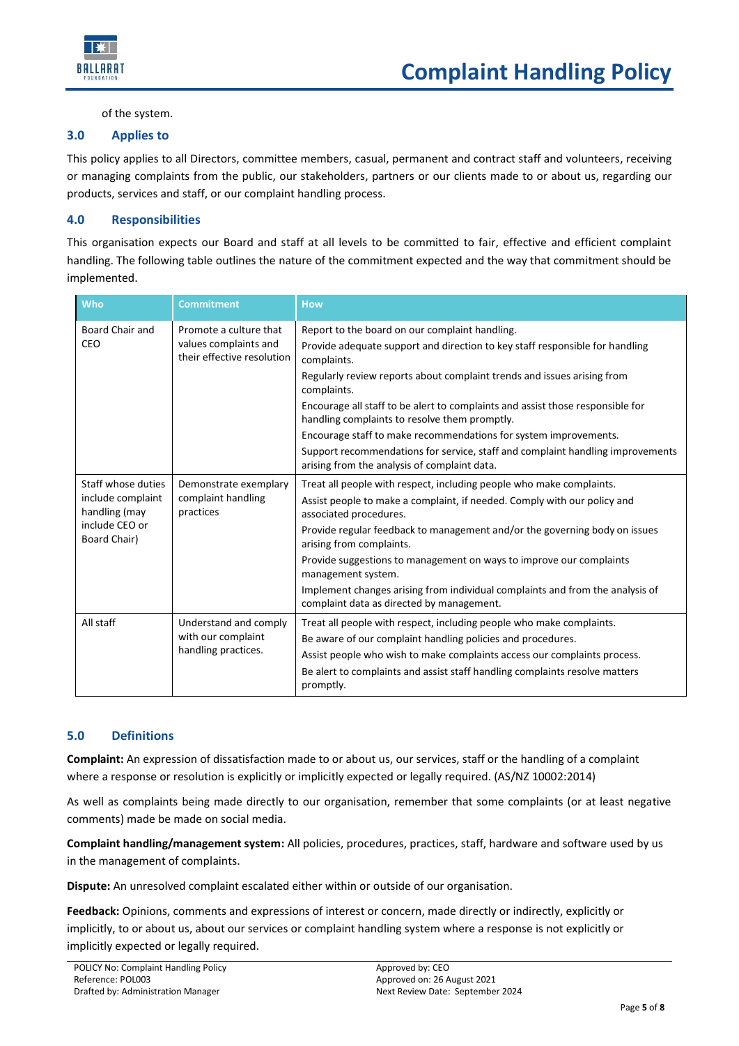of the system.

## 3.0 Applies to

This policy applies to all Directors, committee members, casual, permanent and contract staff and volunteers, receiving or managing complaints from the public, our stakeholders, partners or our clients made to or about us, regarding our products, services and staff, or our complaint handling process.

## 4.0 Responsibilities

This organisation expects our Board and staff at all levels to be committed to fair, effective and efficient complaint handling. The following table outlines the nature of the commitment expected and the way that commitment should be implemented.

| Who | Commitment | How |
|---|---|---|
| Board Chair and CEO | Promote a culture that values complaints and their effective resolution | Report to the board on our complaint handling.<br>Provide adequate support and direction to key staff responsible for handling complaints.<br>Regularly review reports about complaint trends and issues arising from complaints.<br>Encourage all staff to be alert to complaints and assist those responsible for handling complaints to resolve them promptly.<br>Encourage staff to make recommendations for system improvements.<br>Support recommendations for service, staff and complaint handling improvements arising from the analysis of complaint data. |
| Staff whose duties include complaint handling (may include CEO or Board Chair) | Demonstrate exemplary complaint handling practices | Treat all people with respect, including people who make complaints.<br>Assist people to make a complaint, if needed. Comply with our policy and associated procedures.<br>Provide regular feedback to management and/or the governing body on issues arising from complaints.<br>Provide suggestions to management on ways to improve our complaints management system.<br>Implement changes arising from individual complaints and from the analysis of complaint data as directed by management. |
| All staff | Understand and comply with our complaint handling practices. | Treat all people with respect, including people who make complaints.<br>Be aware of our complaint handling policies and procedures.<br>Assist people who wish to make complaints access our complaints process.<br>Be alert to complaints and assist staff handling complaints resolve matters promptly. |

## 5.0 Definitions

**Complaint:** An expression of dissatisfaction made to or about us, our services, staff or the handling of a complaint where a response or resolution is explicitly or implicitly expected or legally required. (AS/NZ 10002:2014)

As well as complaints being made directly to our organisation, remember that some complaints (or at least negative comments) made be made on social media.

**Complaint handling/management system:** All policies, procedures, practices, staff, hardware and software used by us in the management of complaints.

**Dispute:** An unresolved complaint escalated either within or outside of our organisation.

**Feedback:** Opinions, comments and expressions of interest or concern, made directly or indirectly, explicitly or implicitly, to or about us, about our services or complaint handling system where a response is not explicitly or implicitly expected or legally required.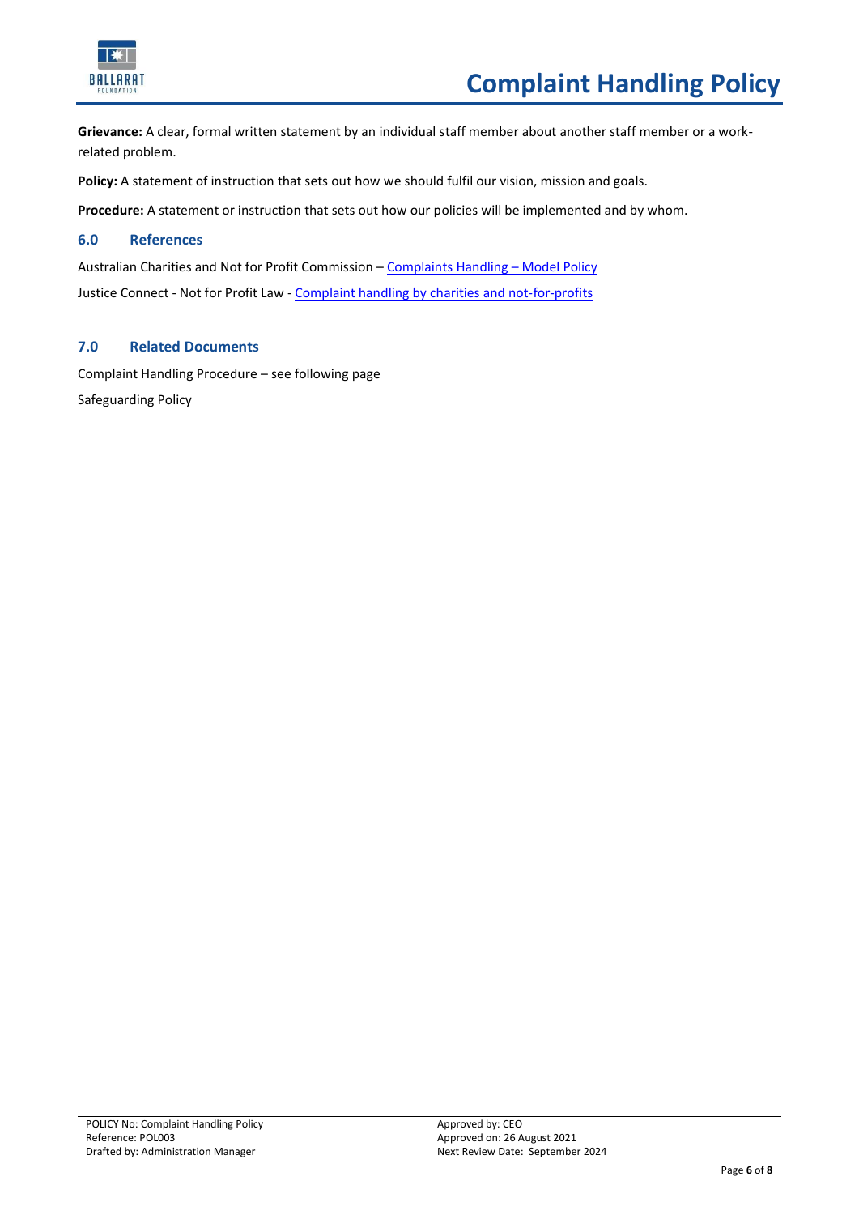**Grievance:** A clear, formal written statement by an individual staff member about another staff member or a work-related problem.

**Policy:** A statement of instruction that sets out how we should fulfil our vision, mission and goals.

**Procedure:** A statement or instruction that sets out how our policies will be implemented and by whom.

## 6.0 References

Australian Charities and Not for Profit Commission – Complaints Handling – Model Policy

Justice Connect - Not for Profit Law - Complaint handling by charities and not-for-profits

## 7.0 Related Documents

Complaint Handling Procedure – see following page

Safeguarding Policy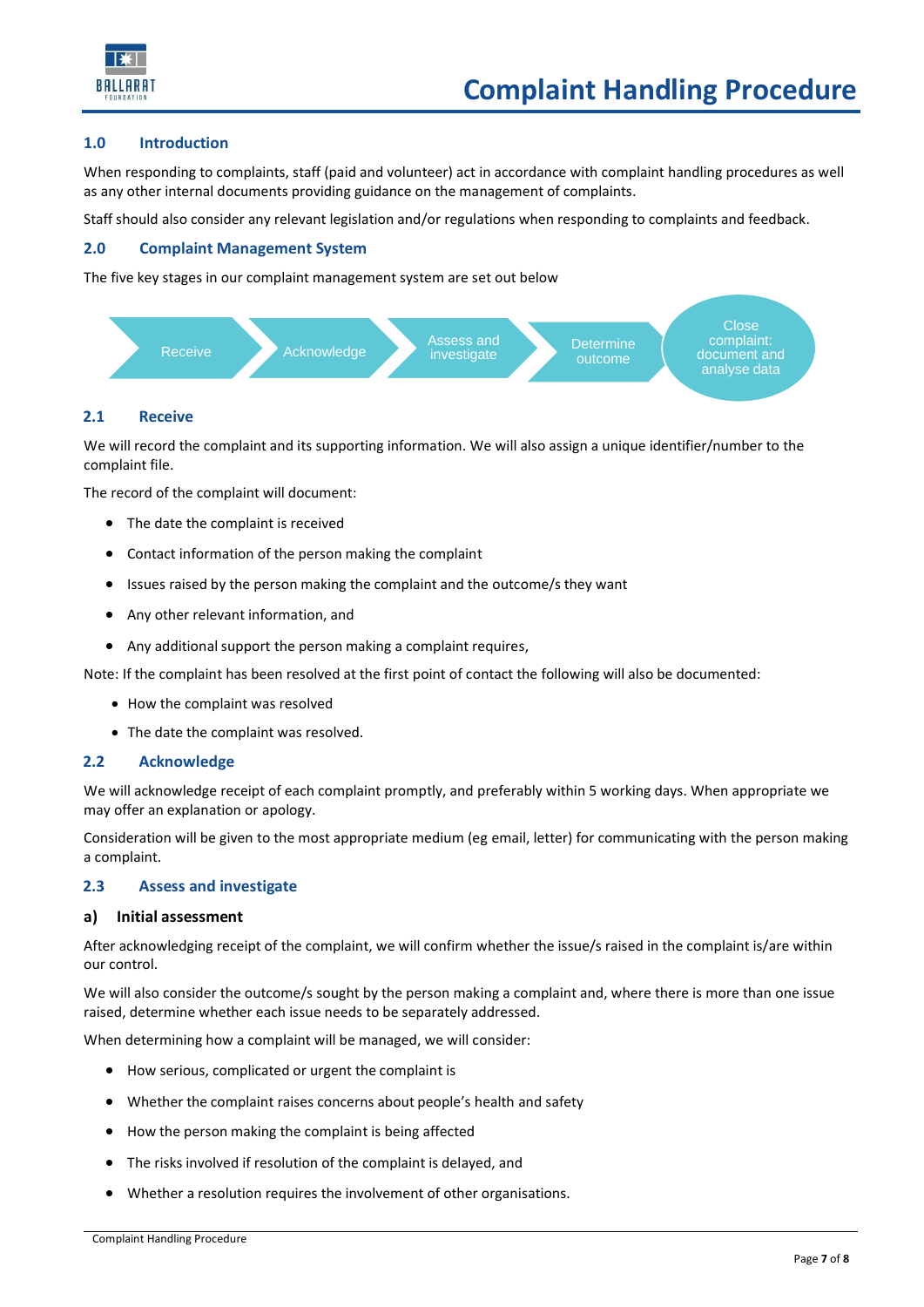# Complaint Handling Procedure

## 1.0 Introduction

When responding to complaints, staff (paid and volunteer) act in accordance with complaint handling procedures as well as any other internal documents providing guidance on the management of complaints.

Staff should also consider any relevant legislation and/or regulations when responding to complaints and feedback.

## 2.0 Complaint Management System

The five key stages in our complaint management system are set out below

Receive → Acknowledge → Assess and investigate → Determine outcome → Close complaint: document and analyse data

### 2.1 Receive

We will record the complaint and its supporting information. We will also assign a unique identifier/number to the complaint file.

The record of the complaint will document:

- The date the complaint is received
- Contact information of the person making the complaint
- Issues raised by the person making the complaint and the outcome/s they want
- Any other relevant information, and
- Any additional support the person making a complaint requires,

Note: If the complaint has been resolved at the first point of contact the following will also be documented:

- How the complaint was resolved
- The date the complaint was resolved.

### 2.2 Acknowledge

We will acknowledge receipt of each complaint promptly, and preferably within 5 working days. When appropriate we may offer an explanation or apology.

Consideration will be given to the most appropriate medium (eg email, letter) for communicating with the person making a complaint.

### 2.3 Assess and investigate

#### a) Initial assessment

After acknowledging receipt of the complaint, we will confirm whether the issue/s raised in the complaint is/are within our control.

We will also consider the outcome/s sought by the person making a complaint and, where there is more than one issue raised, determine whether each issue needs to be separately addressed.

When determining how a complaint will be managed, we will consider:

- How serious, complicated or urgent the complaint is
- Whether the complaint raises concerns about people's health and safety
- How the person making the complaint is being affected
- The risks involved if resolution of the complaint is delayed, and
- Whether a resolution requires the involvement of other organisations.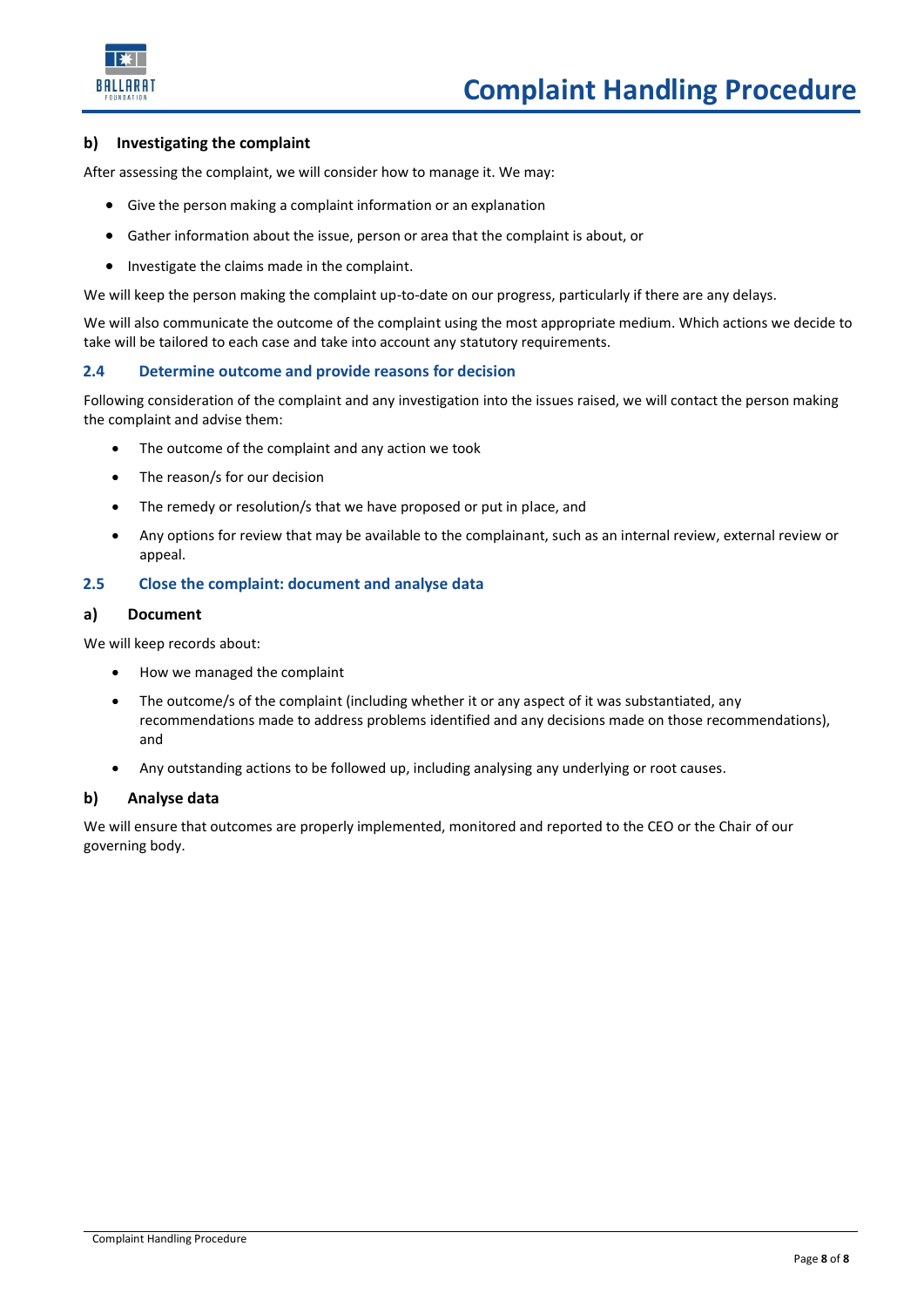### b) Investigating the complaint

After assessing the complaint, we will consider how to manage it. We may:

- Give the person making a complaint information or an explanation
- Gather information about the issue, person or area that the complaint is about, or
- Investigate the claims made in the complaint.

We will keep the person making the complaint up-to-date on our progress, particularly if there are any delays.

We will also communicate the outcome of the complaint using the most appropriate medium. Which actions we decide to take will be tailored to each case and take into account any statutory requirements.

## 2.4 Determine outcome and provide reasons for decision

Following consideration of the complaint and any investigation into the issues raised, we will contact the person making the complaint and advise them:

- The outcome of the complaint and any action we took
- The reason/s for our decision
- The remedy or resolution/s that we have proposed or put in place, and
- Any options for review that may be available to the complainant, such as an internal review, external review or appeal.

## 2.5 Close the complaint: document and analyse data

### a) Document

We will keep records about:

- How we managed the complaint
- The outcome/s of the complaint (including whether it or any aspect of it was substantiated, any recommendations made to address problems identified and any decisions made on those recommendations), and
- Any outstanding actions to be followed up, including analysing any underlying or root causes.

### b) Analyse data

We will ensure that outcomes are properly implemented, monitored and reported to the CEO or the Chair of our governing body.